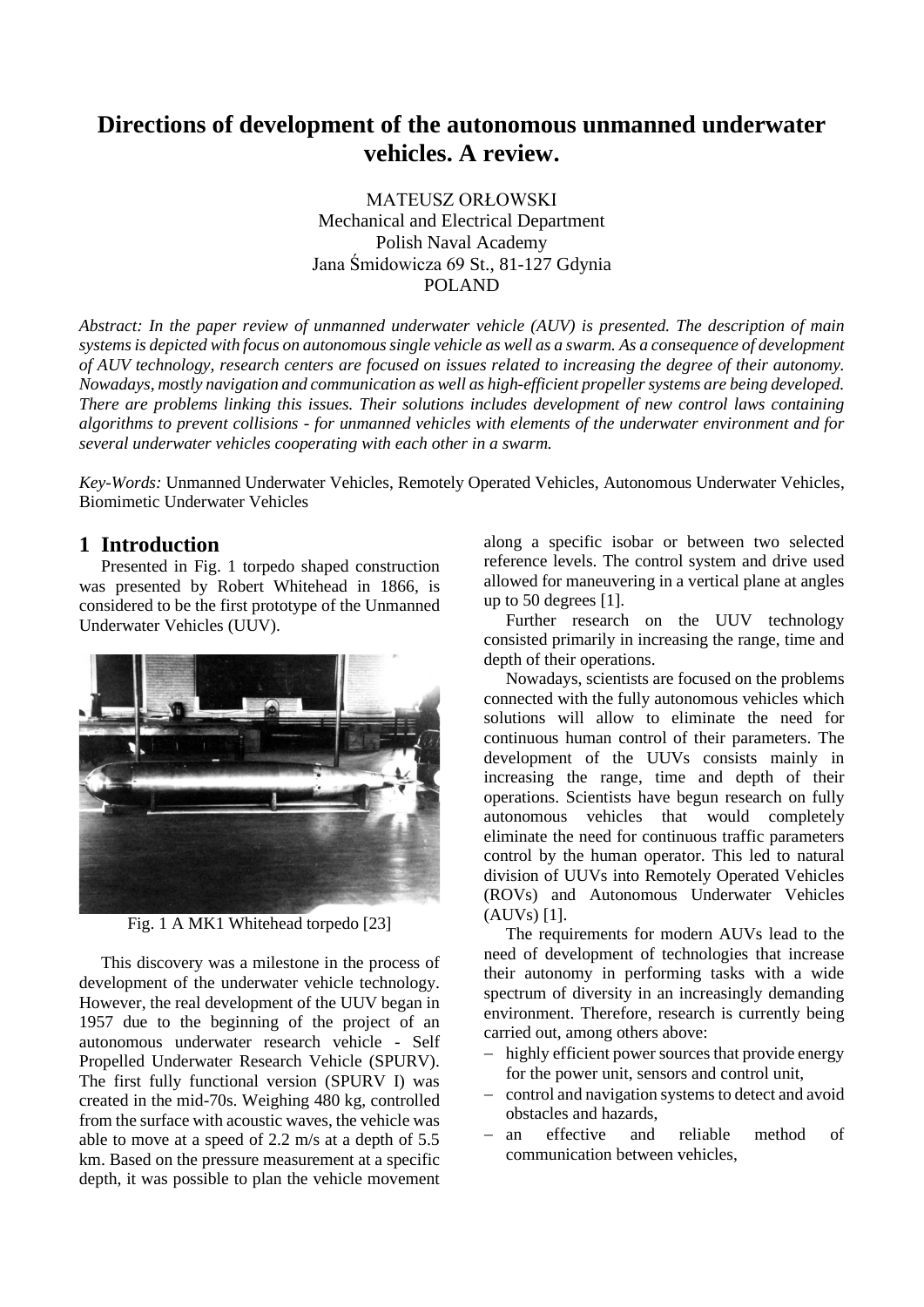# Directions of development of the autonomous unmanned underwater vehicles. A review.

MATEUSZ ORŁOWSKI
Mechanical and Electrical Department
Polish Naval Academy
Jana Śmidowicza 69 St., 81-127 Gdynia
POLAND

*Abstract: In the paper review of unmanned underwater vehicle (AUV) is presented. The description of main systems is depicted with focus on autonomous single vehicle as well as a swarm. As a consequence of development of AUV technology, research centers are focused on issues related to increasing the degree of their autonomy. Nowadays, mostly navigation and communication as well as high-efficient propeller systems are being developed. There are problems linking this issues. Their solutions includes development of new control laws containing algorithms to prevent collisions - for unmanned vehicles with elements of the underwater environment and for several underwater vehicles cooperating with each other in a swarm.*

*Key-Words:* Unmanned Underwater Vehicles, Remotely Operated Vehicles, Autonomous Underwater Vehicles, Biomimetic Underwater Vehicles

## 1 Introduction

Presented in Fig. 1 torpedo shaped construction was presented by Robert Whitehead in 1866, is considered to be the first prototype of the Unmanned Underwater Vehicles (UUV).

Fig. 1 A MK1 Whitehead torpedo [23]

This discovery was a milestone in the process of development of the underwater vehicle technology. However, the real development of the UUV began in 1957 due to the beginning of the project of an autonomous underwater research vehicle - Self Propelled Underwater Research Vehicle (SPURV). The first fully functional version (SPURV I) was created in the mid-70s. Weighing 480 kg, controlled from the surface with acoustic waves, the vehicle was able to move at a speed of 2.2 m/s at a depth of 5.5 km. Based on the pressure measurement at a specific depth, it was possible to plan the vehicle movement along a specific isobar or between two selected reference levels. The control system and drive used allowed for maneuvering in a vertical plane at angles up to 50 degrees [1].

Further research on the UUV technology consisted primarily in increasing the range, time and depth of their operations.

Nowadays, scientists are focused on the problems connected with the fully autonomous vehicles which solutions will allow to eliminate the need for continuous human control of their parameters. The development of the UUVs consists mainly in increasing the range, time and depth of their operations. Scientists have begun research on fully autonomous vehicles that would completely eliminate the need for continuous traffic parameters control by the human operator. This led to natural division of UUVs into Remotely Operated Vehicles (ROVs) and Autonomous Underwater Vehicles (AUVs) [1].

The requirements for modern AUVs lead to the need of development of technologies that increase their autonomy in performing tasks with a wide spectrum of diversity in an increasingly demanding environment. Therefore, research is currently being carried out, among others above:

- highly efficient power sources that provide energy for the power unit, sensors and control unit,
- control and navigation systems to detect and avoid obstacles and hazards,
- an effective and reliable method of communication between vehicles,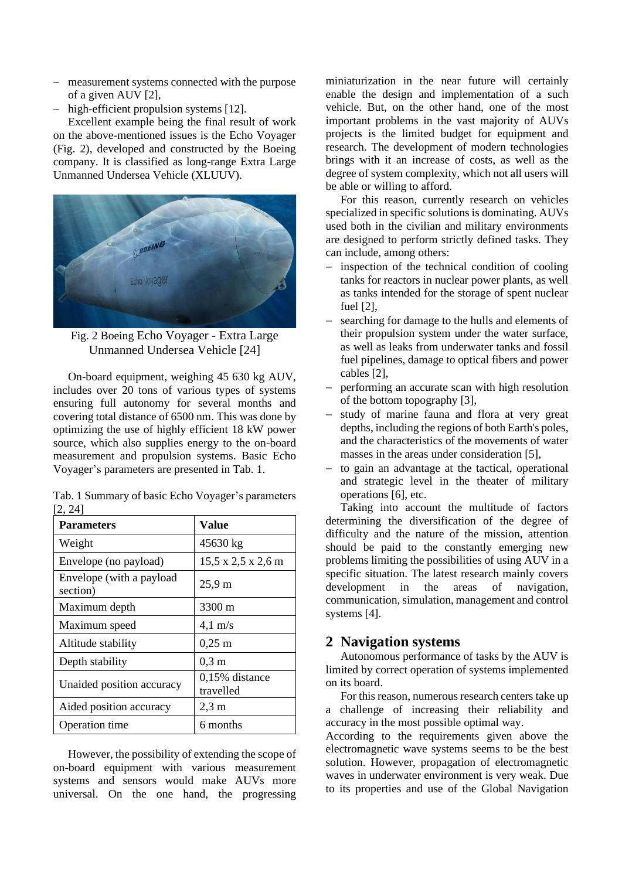- measurement systems connected with the purpose of a given AUV [2],
- high-efficient propulsion systems [12].

Excellent example being the final result of work on the above-mentioned issues is the Echo Voyager (Fig. 2), developed and constructed by the Boeing company. It is classified as long-range Extra Large Unmanned Undersea Vehicle (XLUUV).

Fig. 2 Boeing Echo Voyager - Extra Large Unmanned Undersea Vehicle [24]

On-board equipment, weighing 45 630 kg AUV, includes over 20 tons of various types of systems ensuring full autonomy for several months and covering total distance of 6500 nm. This was done by optimizing the use of highly efficient 18 kW power source, which also supplies energy to the on-board measurement and propulsion systems. Basic Echo Voyager's parameters are presented in Tab. 1.

Tab. 1 Summary of basic Echo Voyager's parameters [2, 24]

| **Parameters** | **Value** |
|---|---|
| Weight | 45630 kg |
| Envelope (no payload) | 15,5 x 2,5 x 2,6 m |
| Envelope (with a payload section) | 25,9 m |
| Maximum depth | 3300 m |
| Maximum speed | 4,1 m/s |
| Altitude stability | 0,25 m |
| Depth stability | 0,3 m |
| Unaided position accuracy | 0,15% distance travelled |
| Aided position accuracy | 2,3 m |
| Operation time | 6 months |

However, the possibility of extending the scope of on-board equipment with various measurement systems and sensors would make AUVs more universal. On the one hand, the progressing miniaturization in the near future will certainly enable the design and implementation of a such vehicle. But, on the other hand, one of the most important problems in the vast majority of AUVs projects is the limited budget for equipment and research. The development of modern technologies brings with it an increase of costs, as well as the degree of system complexity, which not all users will be able or willing to afford.

For this reason, currently research on vehicles specialized in specific solutions is dominating. AUVs used both in the civilian and military environments are designed to perform strictly defined tasks. They can include, among others:

- inspection of the technical condition of cooling tanks for reactors in nuclear power plants, as well as tanks intended for the storage of spent nuclear fuel [2],
- searching for damage to the hulls and elements of their propulsion system under the water surface, as well as leaks from underwater tanks and fossil fuel pipelines, damage to optical fibers and power cables [2],
- performing an accurate scan with high resolution of the bottom topography [3],
- study of marine fauna and flora at very great depths, including the regions of both Earth's poles, and the characteristics of the movements of water masses in the areas under consideration [5],
- to gain an advantage at the tactical, operational and strategic level in the theater of military operations [6], etc.

Taking into account the multitude of factors determining the diversification of the degree of difficulty and the nature of the mission, attention should be paid to the constantly emerging new problems limiting the possibilities of using AUV in a specific situation. The latest research mainly covers development in the areas of navigation, communication, simulation, management and control systems [4].

## 2 Navigation systems

Autonomous performance of tasks by the AUV is limited by correct operation of systems implemented on its board.

For this reason, numerous research centers take up a challenge of increasing their reliability and accuracy in the most possible optimal way.

According to the requirements given above the electromagnetic wave systems seems to be the best solution. However, propagation of electromagnetic waves in underwater environment is very weak. Due to its properties and use of the Global Navigation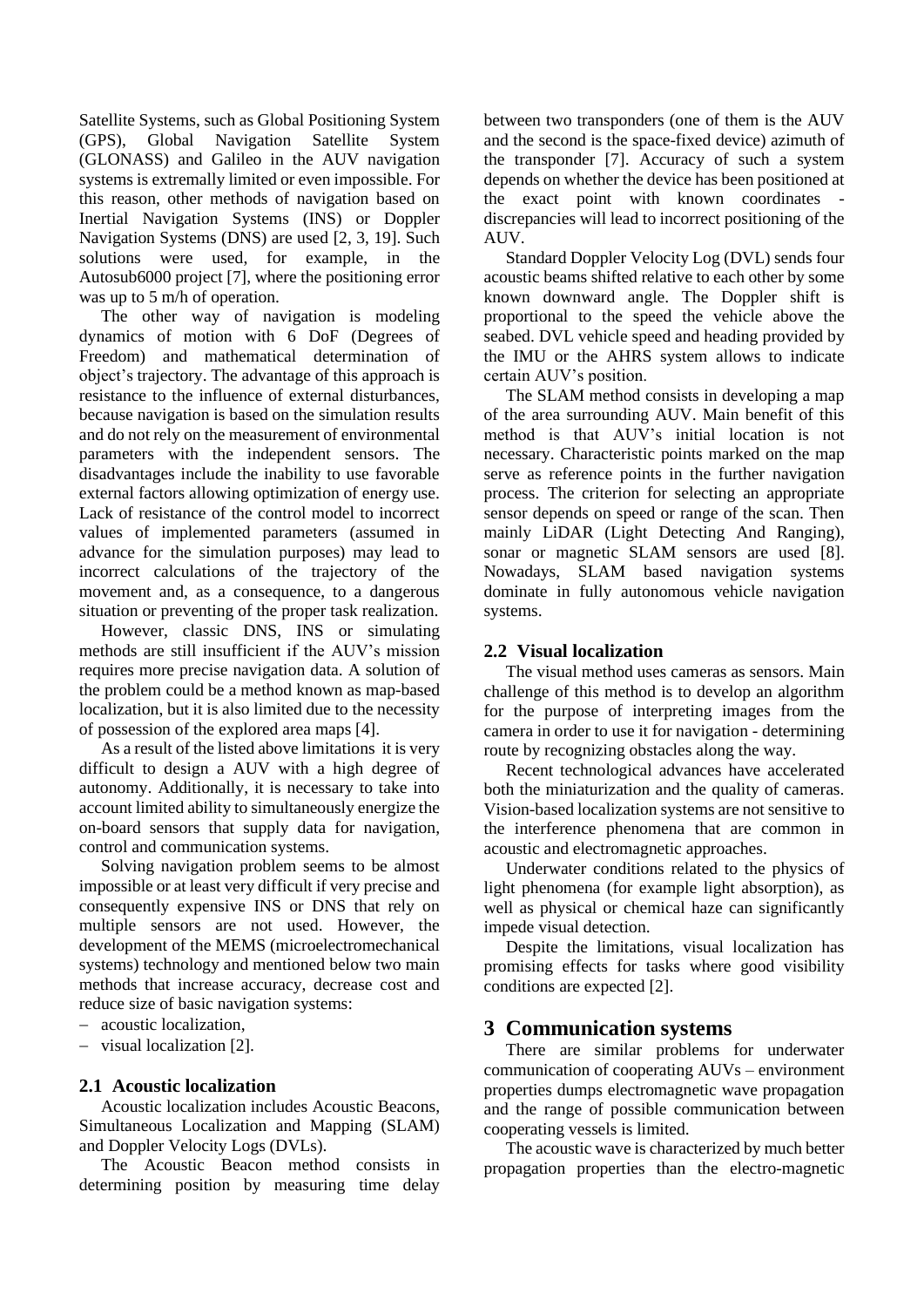Satellite Systems, such as Global Positioning System (GPS), Global Navigation Satellite System (GLONASS) and Galileo in the AUV navigation systems is extremally limited or even impossible. For this reason, other methods of navigation based on Inertial Navigation Systems (INS) or Doppler Navigation Systems (DNS) are used [2, 3, 19]. Such solutions were used, for example, in the Autosub6000 project [7], where the positioning error was up to 5 m/h of operation.

The other way of navigation is modeling dynamics of motion with 6 DoF (Degrees of Freedom) and mathematical determination of object's trajectory. The advantage of this approach is resistance to the influence of external disturbances, because navigation is based on the simulation results and do not rely on the measurement of environmental parameters with the independent sensors. The disadvantages include the inability to use favorable external factors allowing optimization of energy use. Lack of resistance of the control model to incorrect values of implemented parameters (assumed in advance for the simulation purposes) may lead to incorrect calculations of the trajectory of the movement and, as a consequence, to a dangerous situation or preventing of the proper task realization.

However, classic DNS, INS or simulating methods are still insufficient if the AUV's mission requires more precise navigation data. A solution of the problem could be a method known as map-based localization, but it is also limited due to the necessity of possession of the explored area maps [4].

As a result of the listed above limitations it is very difficult to design a AUV with a high degree of autonomy. Additionally, it is necessary to take into account limited ability to simultaneously energize the on-board sensors that supply data for navigation, control and communication systems.

Solving navigation problem seems to be almost impossible or at least very difficult if very precise and consequently expensive INS or DNS that rely on multiple sensors are not used. However, the development of the MEMS (microelectromechanical systems) technology and mentioned below two main methods that increase accuracy, decrease cost and reduce size of basic navigation systems:

- acoustic localization,
- visual localization [2].

### 2.1 Acoustic localization

Acoustic localization includes Acoustic Beacons, Simultaneous Localization and Mapping (SLAM) and Doppler Velocity Logs (DVLs).

The Acoustic Beacon method consists in determining position by measuring time delay between two transponders (one of them is the AUV and the second is the space-fixed device) azimuth of the transponder [7]. Accuracy of such a system depends on whether the device has been positioned at the exact point with known coordinates - discrepancies will lead to incorrect positioning of the AUV.

Standard Doppler Velocity Log (DVL) sends four acoustic beams shifted relative to each other by some known downward angle. The Doppler shift is proportional to the speed the vehicle above the seabed. DVL vehicle speed and heading provided by the IMU or the AHRS system allows to indicate certain AUV's position.

The SLAM method consists in developing a map of the area surrounding AUV. Main benefit of this method is that AUV's initial location is not necessary. Characteristic points marked on the map serve as reference points in the further navigation process. The criterion for selecting an appropriate sensor depends on speed or range of the scan. Then mainly LiDAR (Light Detecting And Ranging), sonar or magnetic SLAM sensors are used [8]. Nowadays, SLAM based navigation systems dominate in fully autonomous vehicle navigation systems.

### 2.2 Visual localization

The visual method uses cameras as sensors. Main challenge of this method is to develop an algorithm for the purpose of interpreting images from the camera in order to use it for navigation - determining route by recognizing obstacles along the way.

Recent technological advances have accelerated both the miniaturization and the quality of cameras. Vision-based localization systems are not sensitive to the interference phenomena that are common in acoustic and electromagnetic approaches.

Underwater conditions related to the physics of light phenomena (for example light absorption), as well as physical or chemical haze can significantly impede visual detection.

Despite the limitations, visual localization has promising effects for tasks where good visibility conditions are expected [2].

## 3 Communication systems

There are similar problems for underwater communication of cooperating AUVs – environment properties dumps electromagnetic wave propagation and the range of possible communication between cooperating vessels is limited.

The acoustic wave is characterized by much better propagation properties than the electro-magnetic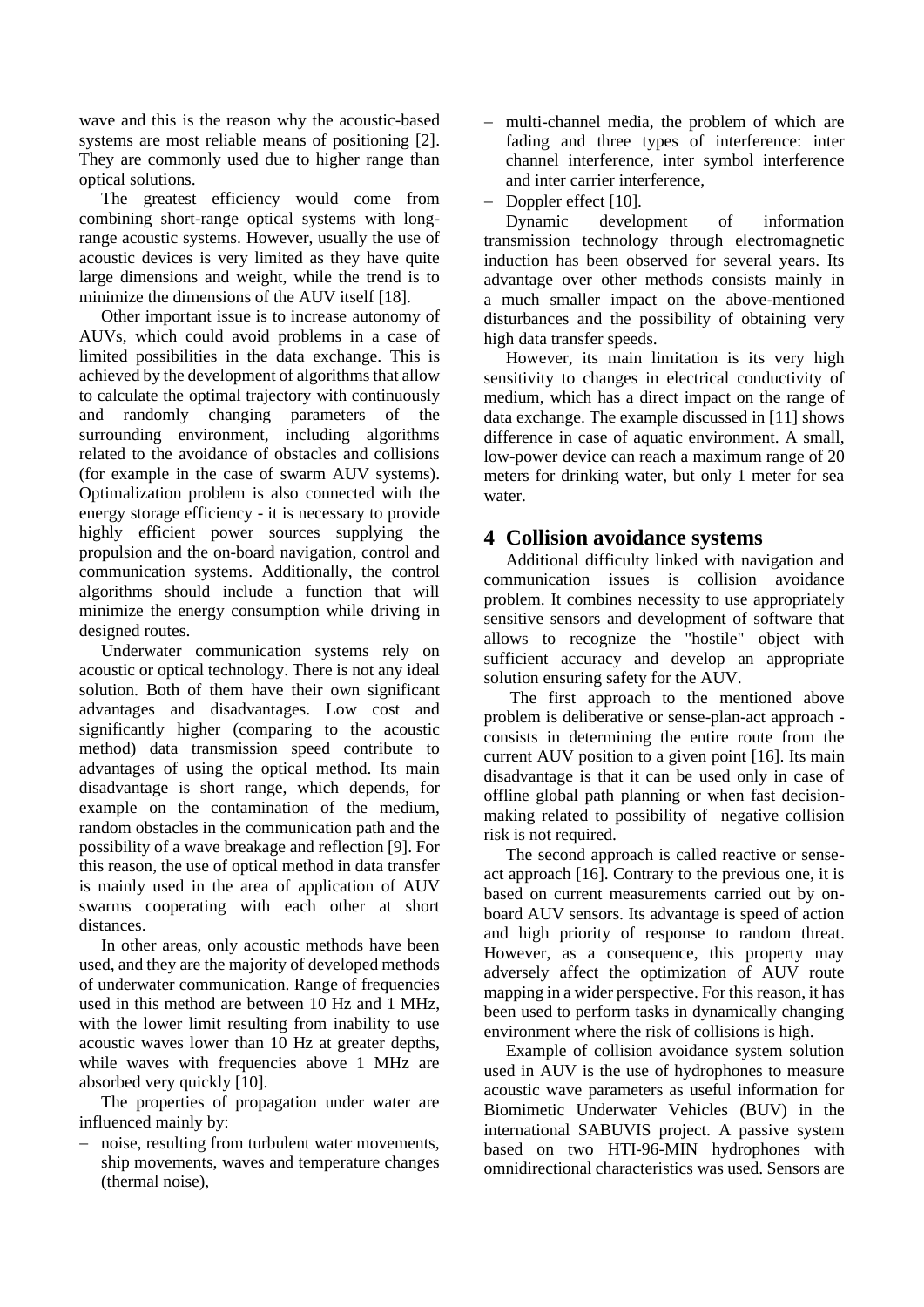wave and this is the reason why the acoustic-based systems are most reliable means of positioning [2]. They are commonly used due to higher range than optical solutions.

The greatest efficiency would come from combining short-range optical systems with long-range acoustic systems. However, usually the use of acoustic devices is very limited as they have quite large dimensions and weight, while the trend is to minimize the dimensions of the AUV itself [18].

Other important issue is to increase autonomy of AUVs, which could avoid problems in a case of limited possibilities in the data exchange. This is achieved by the development of algorithms that allow to calculate the optimal trajectory with continuously and randomly changing parameters of the surrounding environment, including algorithms related to the avoidance of obstacles and collisions (for example in the case of swarm AUV systems). Optimalization problem is also connected with the energy storage efficiency - it is necessary to provide highly efficient power sources supplying the propulsion and the on-board navigation, control and communication systems. Additionally, the control algorithms should include a function that will minimize the energy consumption while driving in designed routes.

Underwater communication systems rely on acoustic or optical technology. There is not any ideal solution. Both of them have their own significant advantages and disadvantages. Low cost and significantly higher (comparing to the acoustic method) data transmission speed contribute to advantages of using the optical method. Its main disadvantage is short range, which depends, for example on the contamination of the medium, random obstacles in the communication path and the possibility of a wave breakage and reflection [9]. For this reason, the use of optical method in data transfer is mainly used in the area of application of AUV swarms cooperating with each other at short distances.

In other areas, only acoustic methods have been used, and they are the majority of developed methods of underwater communication. Range of frequencies used in this method are between 10 Hz and 1 MHz, with the lower limit resulting from inability to use acoustic waves lower than 10 Hz at greater depths, while waves with frequencies above 1 MHz are absorbed very quickly [10].

The properties of propagation under water are influenced mainly by:

- noise, resulting from turbulent water movements, ship movements, waves and temperature changes (thermal noise),
- multi-channel media, the problem of which are fading and three types of interference: inter channel interference, inter symbol interference and inter carrier interference,
- Doppler effect [10].

Dynamic development of information transmission technology through electromagnetic induction has been observed for several years. Its advantage over other methods consists mainly in a much smaller impact on the above-mentioned disturbances and the possibility of obtaining very high data transfer speeds.

However, its main limitation is its very high sensitivity to changes in electrical conductivity of medium, which has a direct impact on the range of data exchange. The example discussed in [11] shows difference in case of aquatic environment. A small, low-power device can reach a maximum range of 20 meters for drinking water, but only 1 meter for sea water.

## 4 Collision avoidance systems

Additional difficulty linked with navigation and communication issues is collision avoidance problem. It combines necessity to use appropriately sensitive sensors and development of software that allows to recognize the "hostile" object with sufficient accuracy and develop an appropriate solution ensuring safety for the AUV.

The first approach to the mentioned above problem is deliberative or sense-plan-act approach - consists in determining the entire route from the current AUV position to a given point [16]. Its main disadvantage is that it can be used only in case of offline global path planning or when fast decision-making related to possibility of negative collision risk is not required.

The second approach is called reactive or sense-act approach [16]. Contrary to the previous one, it is based on current measurements carried out by on-board AUV sensors. Its advantage is speed of action and high priority of response to random threat. However, as a consequence, this property may adversely affect the optimization of AUV route mapping in a wider perspective. For this reason, it has been used to perform tasks in dynamically changing environment where the risk of collisions is high.

Example of collision avoidance system solution used in AUV is the use of hydrophones to measure acoustic wave parameters as useful information for Biomimetic Underwater Vehicles (BUV) in the international SABUVIS project. A passive system based on two HTI-96-MIN hydrophones with omnidirectional characteristics was used. Sensors are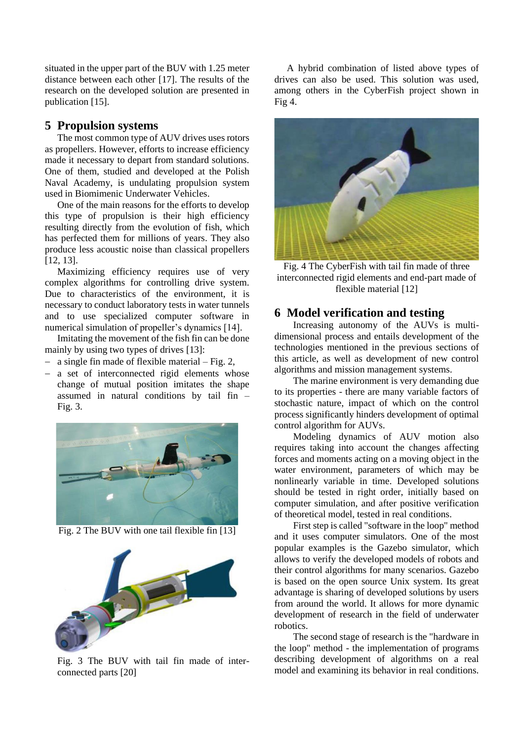situated in the upper part of the BUV with 1.25 meter distance between each other [17]. The results of the research on the developed solution are presented in publication [15].

## 5 Propulsion systems

The most common type of AUV drives uses rotors as propellers. However, efforts to increase efficiency made it necessary to depart from standard solutions. One of them, studied and developed at the Polish Naval Academy, is undulating propulsion system used in Biomimenic Underwater Vehicles.

One of the main reasons for the efforts to develop this type of propulsion is their high efficiency resulting directly from the evolution of fish, which has perfected them for millions of years. They also produce less acoustic noise than classical propellers [12, 13].

Maximizing efficiency requires use of very complex algorithms for controlling drive system. Due to characteristics of the environment, it is necessary to conduct laboratory tests in water tunnels and to use specialized computer software in numerical simulation of propeller's dynamics [14].

Imitating the movement of the fish fin can be done mainly by using two types of drives [13]:

- a single fin made of flexible material – Fig. 2,
- a set of interconnected rigid elements whose change of mutual position imitates the shape assumed in natural conditions by tail fin – Fig. 3.

Fig. 2 The BUV with one tail flexible fin [13]

Fig. 3 The BUV with tail fin made of interconnected parts [20]

A hybrid combination of listed above types of drives can also be used. This solution was used, among others in the CyberFish project shown in Fig 4.

Fig. 4 The CyberFish with tail fin made of three interconnected rigid elements and end-part made of flexible material [12]

## 6 Model verification and testing

Increasing autonomy of the AUVs is multi-dimensional process and entails development of the technologies mentioned in the previous sections of this article, as well as development of new control algorithms and mission management systems.

The marine environment is very demanding due to its properties - there are many variable factors of stochastic nature, impact of which on the control process significantly hinders development of optimal control algorithm for AUVs.

Modeling dynamics of AUV motion also requires taking into account the changes affecting forces and moments acting on a moving object in the water environment, parameters of which may be nonlinearly variable in time. Developed solutions should be tested in right order, initially based on computer simulation, and after positive verification of theoretical model, tested in real conditions.

First step is called "software in the loop" method and it uses computer simulators. One of the most popular examples is the Gazebo simulator, which allows to verify the developed models of robots and their control algorithms for many scenarios. Gazebo is based on the open source Unix system. Its great advantage is sharing of developed solutions by users from around the world. It allows for more dynamic development of research in the field of underwater robotics.

The second stage of research is the "hardware in the loop" method - the implementation of programs describing development of algorithms on a real model and examining its behavior in real conditions.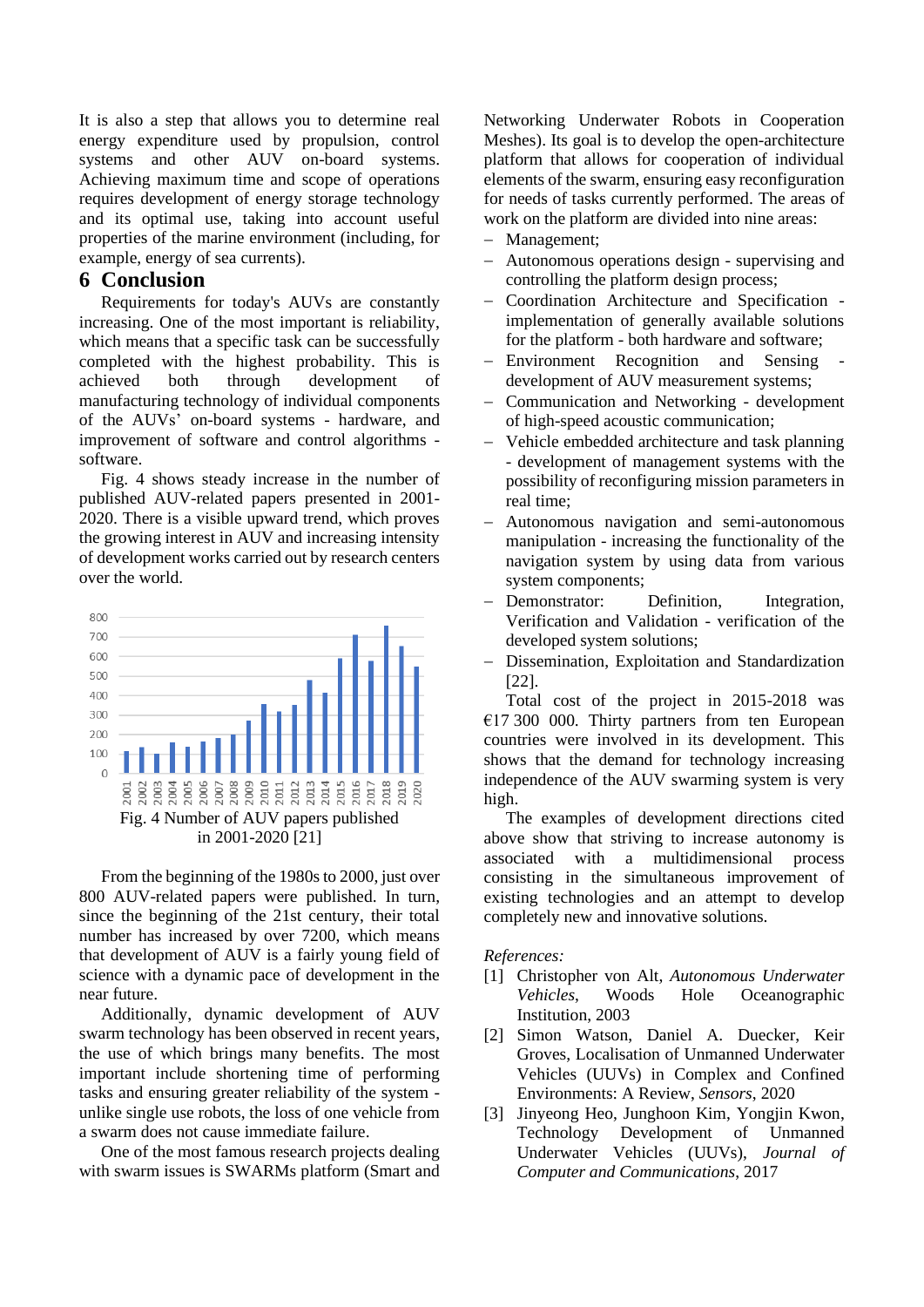It is also a step that allows you to determine real energy expenditure used by propulsion, control systems and other AUV on-board systems. Achieving maximum time and scope of operations requires development of energy storage technology and its optimal use, taking into account useful properties of the marine environment (including, for example, energy of sea currents).

## 6 Conclusion

Requirements for today's AUVs are constantly increasing. One of the most important is reliability, which means that a specific task can be successfully completed with the highest probability. This is achieved both through development of manufacturing technology of individual components of the AUVs' on-board systems - hardware, and improvement of software and control algorithms - software.

Fig. 4 shows steady increase in the number of published AUV-related papers presented in 2001-2020. There is a visible upward trend, which proves the growing interest in AUV and increasing intensity of development works carried out by research centers over the world.

Fig. 4 Number of AUV papers published in 2001-2020 [21]

From the beginning of the 1980s to 2000, just over 800 AUV-related papers were published. In turn, since the beginning of the 21st century, their total number has increased by over 7200, which means that development of AUV is a fairly young field of science with a dynamic pace of development in the near future.

Additionally, dynamic development of AUV swarm technology has been observed in recent years, the use of which brings many benefits. The most important include shortening time of performing tasks and ensuring greater reliability of the system - unlike single use robots, the loss of one vehicle from a swarm does not cause immediate failure.

One of the most famous research projects dealing with swarm issues is SWARMs platform (Smart and Networking Underwater Robots in Cooperation Meshes). Its goal is to develop the open-architecture platform that allows for cooperation of individual elements of the swarm, ensuring easy reconfiguration for needs of tasks currently performed. The areas of work on the platform are divided into nine areas:

- Management;
- Autonomous operations design - supervising and controlling the platform design process;
- Coordination Architecture and Specification - implementation of generally available solutions for the platform - both hardware and software;
- Environment Recognition and Sensing - development of AUV measurement systems;
- Communication and Networking - development of high-speed acoustic communication;
- Vehicle embedded architecture and task planning - development of management systems with the possibility of reconfiguring mission parameters in real time;
- Autonomous navigation and semi-autonomous manipulation - increasing the functionality of the navigation system by using data from various system components;
- Demonstrator: Definition, Integration, Verification and Validation - verification of the developed system solutions;
- Dissemination, Exploitation and Standardization [22].

Total cost of the project in 2015-2018 was €17 300 000. Thirty partners from ten European countries were involved in its development. This shows that the demand for technology increasing independence of the AUV swarming system is very high.

The examples of development directions cited above show that striving to increase autonomy is associated with a multidimensional process consisting in the simultaneous improvement of existing technologies and an attempt to develop completely new and innovative solutions.

*References:*

[1] Christopher von Alt, *Autonomous Underwater Vehicles*, Woods Hole Oceanographic Institution, 2003

[2] Simon Watson, Daniel A. Duecker, Keir Groves, Localisation of Unmanned Underwater Vehicles (UUVs) in Complex and Confined Environments: A Review, *Sensors*, 2020

[3] Jinyeong Heo, Junghoon Kim, Yongjin Kwon, Technology Development of Unmanned Underwater Vehicles (UUVs), *Journal of Computer and Communications*, 2017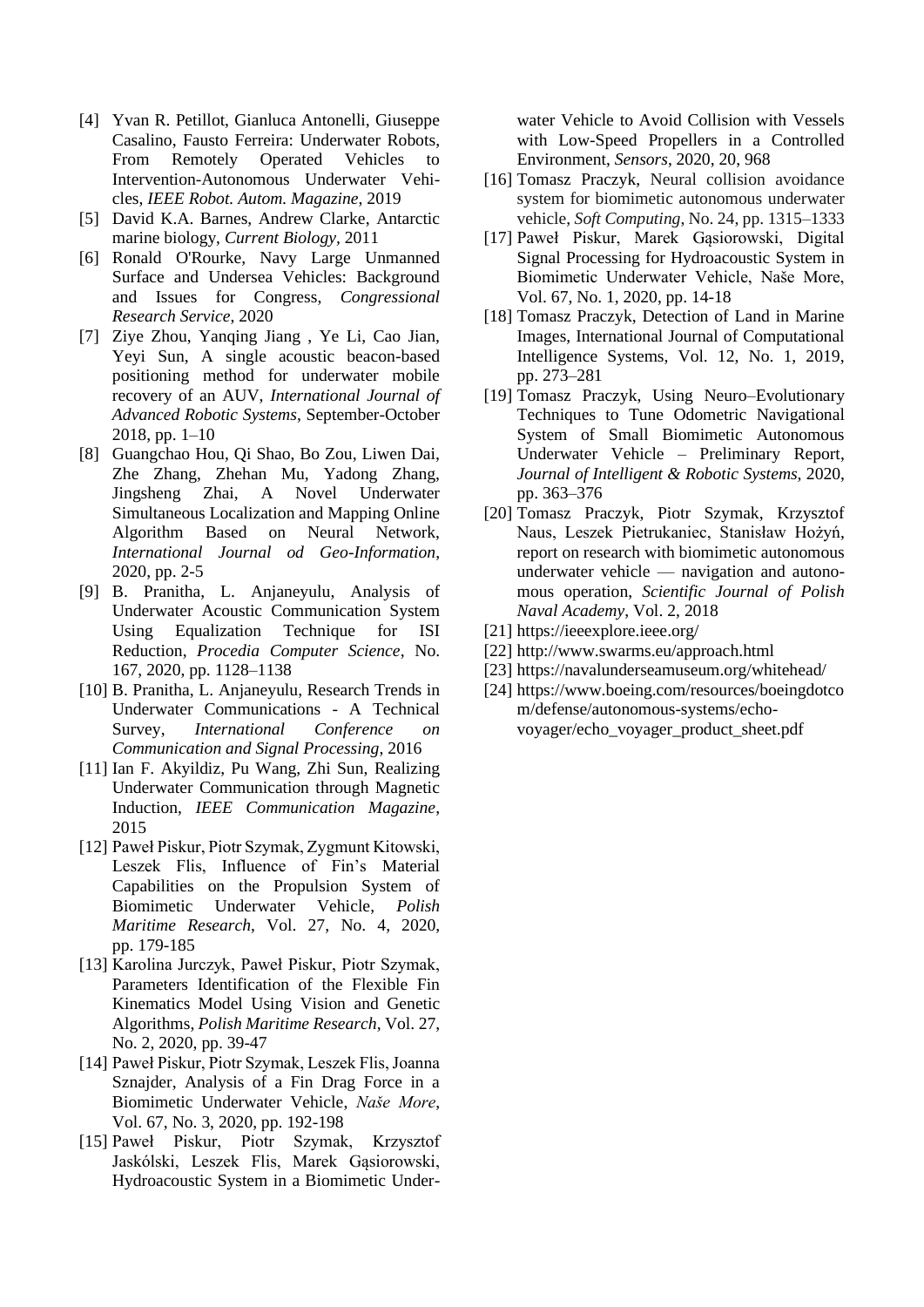[4] Yvan R. Petillot, Gianluca Antonelli, Giuseppe Casalino, Fausto Ferreira: Underwater Robots, From Remotely Operated Vehicles to Intervention-Autonomous Underwater Vehicles, *IEEE Robot. Autom. Magazine*, 2019

[5] David K.A. Barnes, Andrew Clarke, Antarctic marine biology, *Current Biology*, 2011

[6] Ronald O'Rourke, Navy Large Unmanned Surface and Undersea Vehicles: Background and Issues for Congress, *Congressional Research Service*, 2020

[7] Ziye Zhou, Yanqing Jiang , Ye Li, Cao Jian, Yeyi Sun, A single acoustic beacon-based positioning method for underwater mobile recovery of an AUV, *International Journal of Advanced Robotic Systems*, September-October 2018, pp. 1–10

[8] Guangchao Hou, Qi Shao, Bo Zou, Liwen Dai, Zhe Zhang, Zhehan Mu, Yadong Zhang, Jingsheng Zhai, A Novel Underwater Simultaneous Localization and Mapping Online Algorithm Based on Neural Network, *International Journal od Geo-Information*, 2020, pp. 2-5

[9] B. Pranitha, L. Anjaneyulu, Analysis of Underwater Acoustic Communication System Using Equalization Technique for ISI Reduction, *Procedia Computer Science*, No. 167, 2020, pp. 1128–1138

[10] B. Pranitha, L. Anjaneyulu, Research Trends in Underwater Communications - A Technical Survey, *International Conference on Communication and Signal Processing*, 2016

[11] Ian F. Akyildiz, Pu Wang, Zhi Sun, Realizing Underwater Communication through Magnetic Induction, *IEEE Communication Magazine*, 2015

[12] Paweł Piskur, Piotr Szymak, Zygmunt Kitowski, Leszek Flis, Influence of Fin's Material Capabilities on the Propulsion System of Biomimetic Underwater Vehicle, *Polish Maritime Research*, Vol. 27, No. 4, 2020, pp. 179-185

[13] Karolina Jurczyk, Paweł Piskur, Piotr Szymak, Parameters Identification of the Flexible Fin Kinematics Model Using Vision and Genetic Algorithms, *Polish Maritime Research*, Vol. 27, No. 2, 2020, pp. 39-47

[14] Paweł Piskur, Piotr Szymak, Leszek Flis, Joanna Sznajder, Analysis of a Fin Drag Force in a Biomimetic Underwater Vehicle, *Naše More*, Vol. 67, No. 3, 2020, pp. 192-198

[15] Paweł Piskur, Piotr Szymak, Krzysztof Jaskólski, Leszek Flis, Marek Gąsiorowski, Hydroacoustic System in a Biomimetic Underwater Vehicle to Avoid Collision with Vessels with Low-Speed Propellers in a Controlled Environment, *Sensors*, 2020, 20, 968

[16] Tomasz Praczyk, Neural collision avoidance system for biomimetic autonomous underwater vehicle, *Soft Computing*, No. 24, pp. 1315–1333

[17] Paweł Piskur, Marek Gąsiorowski, Digital Signal Processing for Hydroacoustic System in Biomimetic Underwater Vehicle, Naše More, Vol. 67, No. 1, 2020, pp. 14-18

[18] Tomasz Praczyk, Detection of Land in Marine Images, International Journal of Computational Intelligence Systems, Vol. 12, No. 1, 2019, pp. 273–281

[19] Tomasz Praczyk, Using Neuro–Evolutionary Techniques to Tune Odometric Navigational System of Small Biomimetic Autonomous Underwater Vehicle – Preliminary Report, *Journal of Intelligent & Robotic Systems*, 2020, pp. 363–376

[20] Tomasz Praczyk, Piotr Szymak, Krzysztof Naus, Leszek Pietrukaniec, Stanisław Hożyń, report on research with biomimetic autonomous underwater vehicle — navigation and autonomous operation, *Scientific Journal of Polish Naval Academy*, Vol. 2, 2018

[21] https://ieeexplore.ieee.org/

[22] http://www.swarms.eu/approach.html

[23] https://navalunderseamuseum.org/whitehead/

[24] https://www.boeing.com/resources/boeingdotcom/defense/autonomous-systems/echo-voyager/echo_voyager_product_sheet.pdf